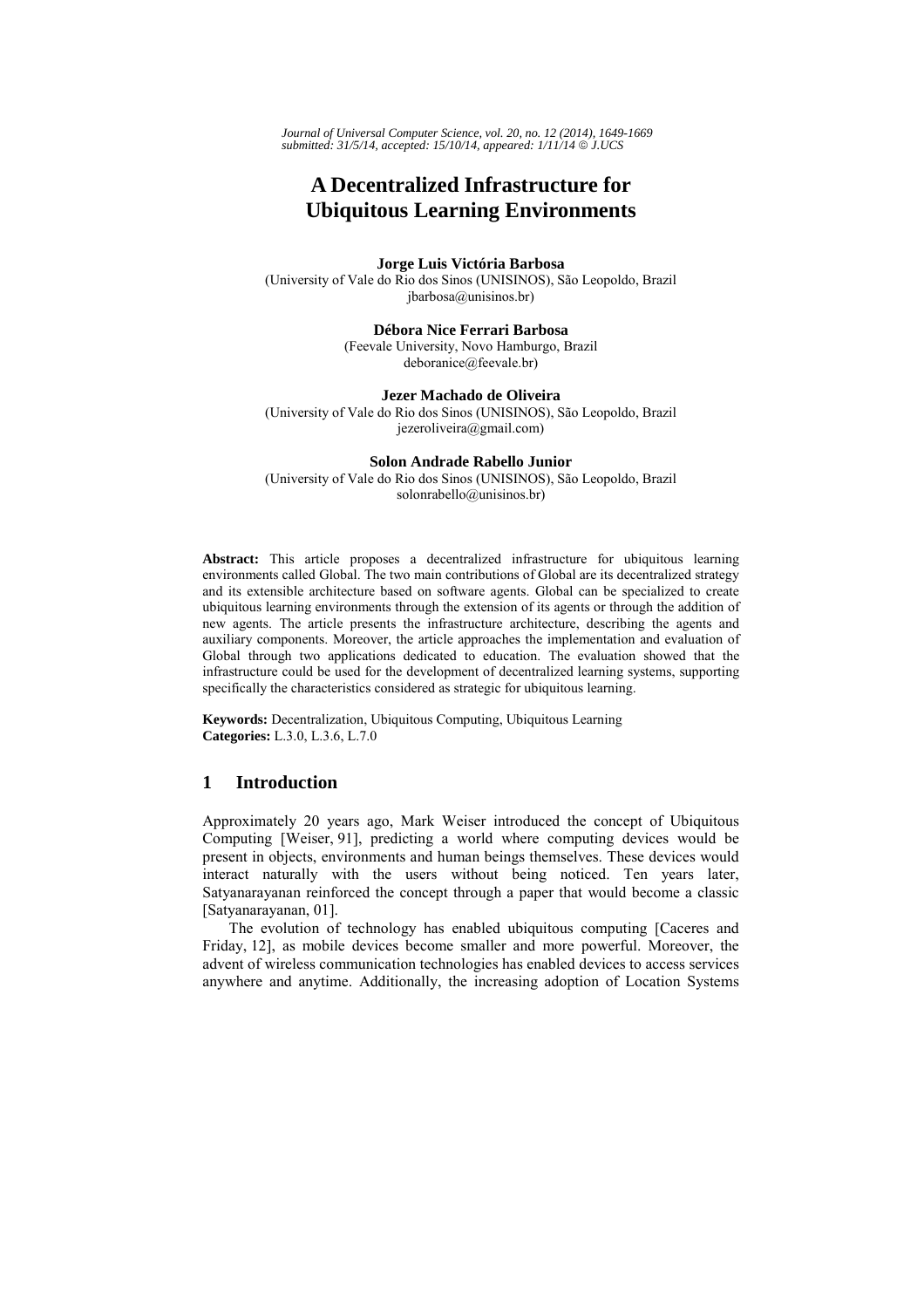# A Decentralized Infrastructure for Ubiquitous Learning Environments

**Jorge Luis Victória Barbosa**
(University of Vale do Rio dos Sinos (UNISINOS), São Leopoldo, Brazil
jbarbosa@unisinos.br)

**Débora Nice Ferrari Barbosa**
(Feevale University, Novo Hamburgo, Brazil
deboranice@feevale.br)

**Jezer Machado de Oliveira**
(University of Vale do Rio dos Sinos (UNISINOS), São Leopoldo, Brazil
jezeroliveira@gmail.com)

**Solon Andrade Rabello Junior**
(University of Vale do Rio dos Sinos (UNISINOS), São Leopoldo, Brazil
solonrabello@unisinos.br)

**Abstract:** This article proposes a decentralized infrastructure for ubiquitous learning environments called Global. The two main contributions of Global are its decentralized strategy and its extensible architecture based on software agents. Global can be specialized to create ubiquitous learning environments through the extension of its agents or through the addition of new agents. The article presents the infrastructure architecture, describing the agents and auxiliary components. Moreover, the article approaches the implementation and evaluation of Global through two applications dedicated to education. The evaluation showed that the infrastructure could be used for the development of decentralized learning systems, supporting specifically the characteristics considered as strategic for ubiquitous learning.

**Keywords:** Decentralization, Ubiquitous Computing, Ubiquitous Learning
**Categories:** L.3.0, L.3.6, L.7.0

## 1 Introduction

Approximately 20 years ago, Mark Weiser introduced the concept of Ubiquitous Computing [Weiser, 91], predicting a world where computing devices would be present in objects, environments and human beings themselves. These devices would interact naturally with the users without being noticed. Ten years later, Satyanarayanan reinforced the concept through a paper that would become a classic [Satyanarayanan, 01].

The evolution of technology has enabled ubiquitous computing [Caceres and Friday, 12], as mobile devices become smaller and more powerful. Moreover, the advent of wireless communication technologies has enabled devices to access services anywhere and anytime. Additionally, the increasing adoption of Location Systems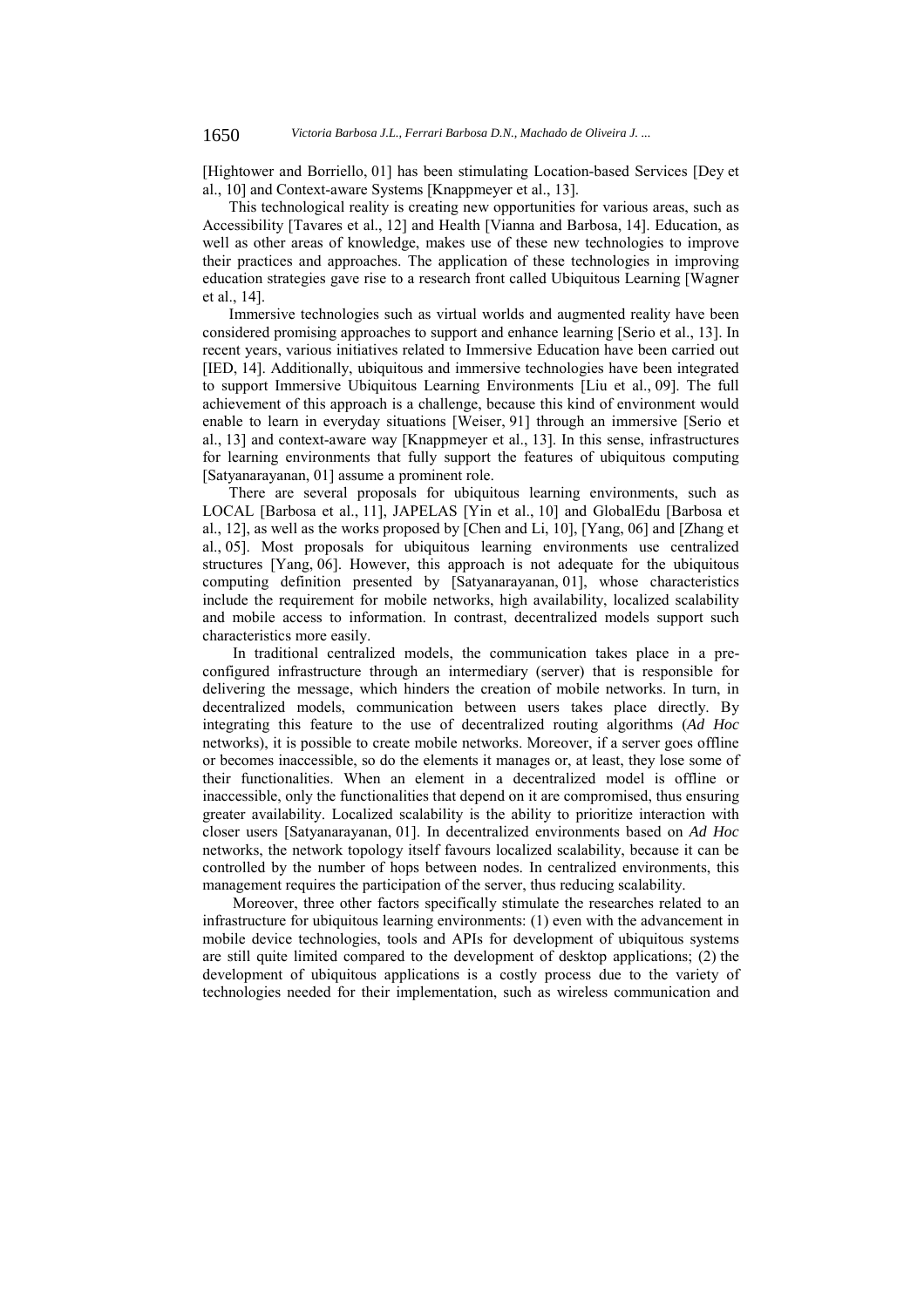[Hightower and Borriello, 01] has been stimulating Location-based Services [Dey et al., 10] and Context-aware Systems [Knappmeyer et al., 13].

This technological reality is creating new opportunities for various areas, such as Accessibility [Tavares et al., 12] and Health [Vianna and Barbosa, 14]. Education, as well as other areas of knowledge, makes use of these new technologies to improve their practices and approaches. The application of these technologies in improving education strategies gave rise to a research front called Ubiquitous Learning [Wagner et al., 14].

Immersive technologies such as virtual worlds and augmented reality have been considered promising approaches to support and enhance learning [Serio et al., 13]. In recent years, various initiatives related to Immersive Education have been carried out [IED, 14]. Additionally, ubiquitous and immersive technologies have been integrated to support Immersive Ubiquitous Learning Environments [Liu et al., 09]. The full achievement of this approach is a challenge, because this kind of environment would enable to learn in everyday situations [Weiser, 91] through an immersive [Serio et al., 13] and context-aware way [Knappmeyer et al., 13]. In this sense, infrastructures for learning environments that fully support the features of ubiquitous computing [Satyanarayanan, 01] assume a prominent role.

There are several proposals for ubiquitous learning environments, such as LOCAL [Barbosa et al., 11], JAPELAS [Yin et al., 10] and GlobalEdu [Barbosa et al., 12], as well as the works proposed by [Chen and Li, 10], [Yang, 06] and [Zhang et al., 05]. Most proposals for ubiquitous learning environments use centralized structures [Yang, 06]. However, this approach is not adequate for the ubiquitous computing definition presented by [Satyanarayanan, 01], whose characteristics include the requirement for mobile networks, high availability, localized scalability and mobile access to information. In contrast, decentralized models support such characteristics more easily.

In traditional centralized models, the communication takes place in a pre-configured infrastructure through an intermediary (server) that is responsible for delivering the message, which hinders the creation of mobile networks. In turn, in decentralized models, communication between users takes place directly. By integrating this feature to the use of decentralized routing algorithms (*Ad Hoc* networks), it is possible to create mobile networks. Moreover, if a server goes offline or becomes inaccessible, so do the elements it manages or, at least, they lose some of their functionalities. When an element in a decentralized model is offline or inaccessible, only the functionalities that depend on it are compromised, thus ensuring greater availability. Localized scalability is the ability to prioritize interaction with closer users [Satyanarayanan, 01]. In decentralized environments based on *Ad Hoc* networks, the network topology itself favours localized scalability, because it can be controlled by the number of hops between nodes. In centralized environments, this management requires the participation of the server, thus reducing scalability.

Moreover, three other factors specifically stimulate the researches related to an infrastructure for ubiquitous learning environments: (1) even with the advancement in mobile device technologies, tools and APIs for development of ubiquitous systems are still quite limited compared to the development of desktop applications; (2) the development of ubiquitous applications is a costly process due to the variety of technologies needed for their implementation, such as wireless communication and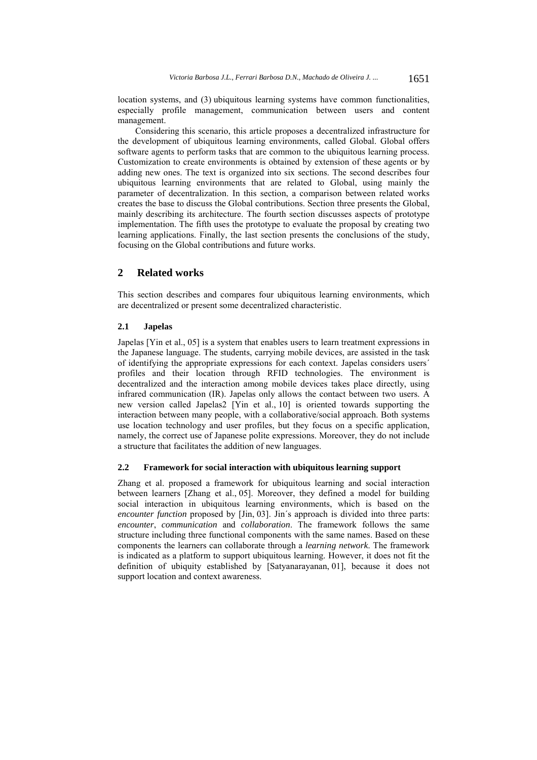location systems, and (3) ubiquitous learning systems have common functionalities, especially profile management, communication between users and content management.

Considering this scenario, this article proposes a decentralized infrastructure for the development of ubiquitous learning environments, called Global. Global offers software agents to perform tasks that are common to the ubiquitous learning process. Customization to create environments is obtained by extension of these agents or by adding new ones. The text is organized into six sections. The second describes four ubiquitous learning environments that are related to Global, using mainly the parameter of decentralization. In this section, a comparison between related works creates the base to discuss the Global contributions. Section three presents the Global, mainly describing its architecture. The fourth section discusses aspects of prototype implementation. The fifth uses the prototype to evaluate the proposal by creating two learning applications. Finally, the last section presents the conclusions of the study, focusing on the Global contributions and future works.

## 2 Related works

This section describes and compares four ubiquitous learning environments, which are decentralized or present some decentralized characteristic.

### 2.1 Japelas

Japelas [Yin et al., 05] is a system that enables users to learn treatment expressions in the Japanese language. The students, carrying mobile devices, are assisted in the task of identifying the appropriate expressions for each context. Japelas considers users´ profiles and their location through RFID technologies. The environment is decentralized and the interaction among mobile devices takes place directly, using infrared communication (IR). Japelas only allows the contact between two users. A new version called Japelas2 [Yin et al., 10] is oriented towards supporting the interaction between many people, with a collaborative/social approach. Both systems use location technology and user profiles, but they focus on a specific application, namely, the correct use of Japanese polite expressions. Moreover, they do not include a structure that facilitates the addition of new languages.

### 2.2 Framework for social interaction with ubiquitous learning support

Zhang et al. proposed a framework for ubiquitous learning and social interaction between learners [Zhang et al., 05]. Moreover, they defined a model for building social interaction in ubiquitous learning environments, which is based on the *encounter function* proposed by [Jin, 03]. Jin´s approach is divided into three parts: *encounter*, *communication* and *collaboration*. The framework follows the same structure including three functional components with the same names. Based on these components the learners can collaborate through a *learning network*. The framework is indicated as a platform to support ubiquitous learning. However, it does not fit the definition of ubiquity established by [Satyanarayanan, 01], because it does not support location and context awareness.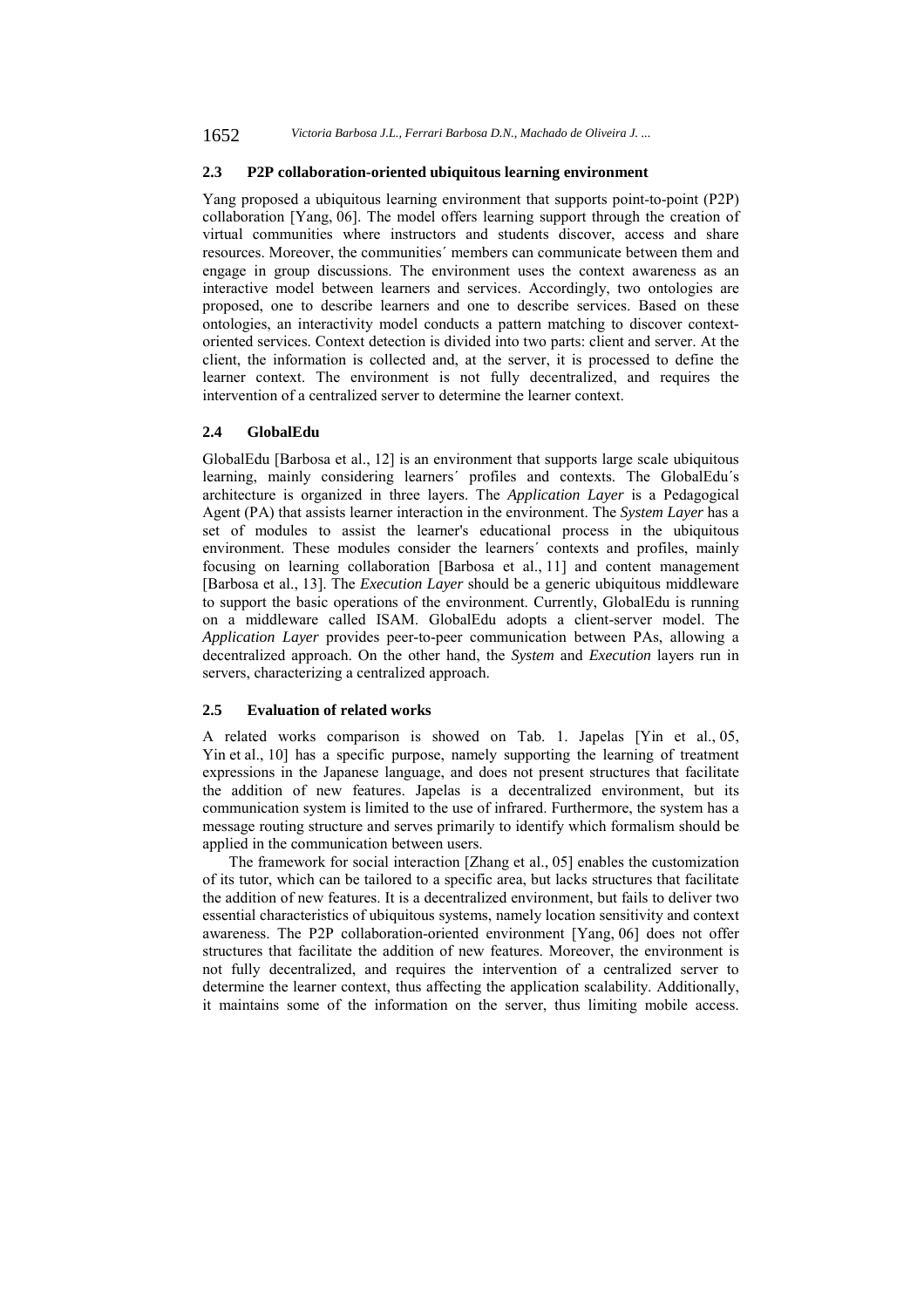### 2.3 P2P collaboration-oriented ubiquitous learning environment

Yang proposed a ubiquitous learning environment that supports point-to-point (P2P) collaboration [Yang, 06]. The model offers learning support through the creation of virtual communities where instructors and students discover, access and share resources. Moreover, the communities´ members can communicate between them and engage in group discussions. The environment uses the context awareness as an interactive model between learners and services. Accordingly, two ontologies are proposed, one to describe learners and one to describe services. Based on these ontologies, an interactivity model conducts a pattern matching to discover context-oriented services. Context detection is divided into two parts: client and server. At the client, the information is collected and, at the server, it is processed to define the learner context. The environment is not fully decentralized, and requires the intervention of a centralized server to determine the learner context.

### 2.4 GlobalEdu

GlobalEdu [Barbosa et al., 12] is an environment that supports large scale ubiquitous learning, mainly considering learners´ profiles and contexts. The GlobalEdu´s architecture is organized in three layers. The *Application Layer* is a Pedagogical Agent (PA) that assists learner interaction in the environment. The *System Layer* has a set of modules to assist the learner's educational process in the ubiquitous environment. These modules consider the learners´ contexts and profiles, mainly focusing on learning collaboration [Barbosa et al., 11] and content management [Barbosa et al., 13]. The *Execution Layer* should be a generic ubiquitous middleware to support the basic operations of the environment. Currently, GlobalEdu is running on a middleware called ISAM. GlobalEdu adopts a client-server model. The *Application Layer* provides peer-to-peer communication between PAs, allowing a decentralized approach. On the other hand, the *System* and *Execution* layers run in servers, characterizing a centralized approach.

### 2.5 Evaluation of related works

A related works comparison is showed on Tab. 1. Japelas [Yin et al., 05, Yin et al., 10] has a specific purpose, namely supporting the learning of treatment expressions in the Japanese language, and does not present structures that facilitate the addition of new features. Japelas is a decentralized environment, but its communication system is limited to the use of infrared. Furthermore, the system has a message routing structure and serves primarily to identify which formalism should be applied in the communication between users.

The framework for social interaction [Zhang et al., 05] enables the customization of its tutor, which can be tailored to a specific area, but lacks structures that facilitate the addition of new features. It is a decentralized environment, but fails to deliver two essential characteristics of ubiquitous systems, namely location sensitivity and context awareness. The P2P collaboration-oriented environment [Yang, 06] does not offer structures that facilitate the addition of new features. Moreover, the environment is not fully decentralized, and requires the intervention of a centralized server to determine the learner context, thus affecting the application scalability. Additionally, it maintains some of the information on the server, thus limiting mobile access.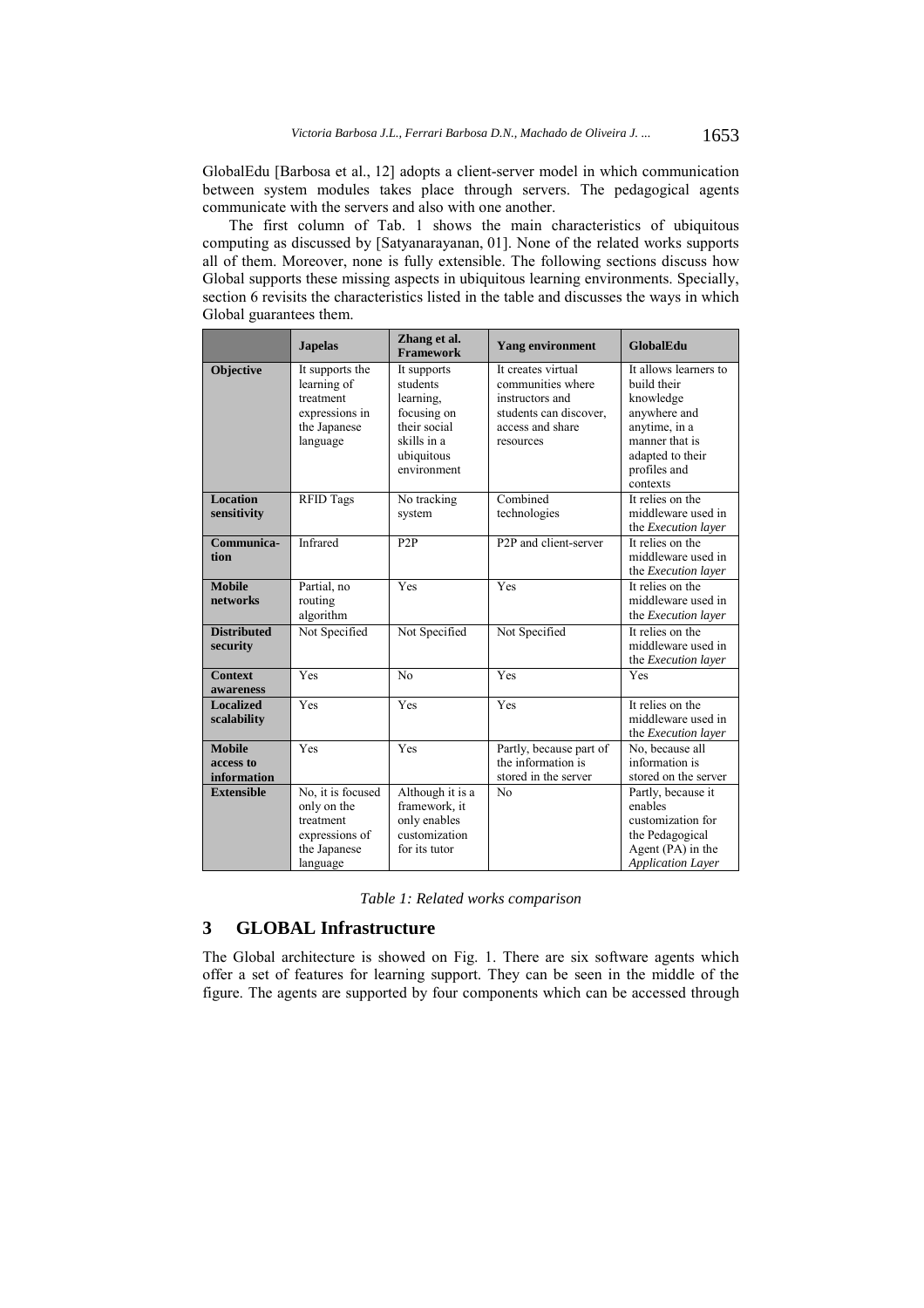GlobalEdu [Barbosa et al., 12] adopts a client-server model in which communication between system modules takes place through servers. The pedagogical agents communicate with the servers and also with one another.

The first column of Tab. 1 shows the main characteristics of ubiquitous computing as discussed by [Satyanarayanan, 01]. None of the related works supports all of them. Moreover, none is fully extensible. The following sections discuss how Global supports these missing aspects in ubiquitous learning environments. Specially, section 6 revisits the characteristics listed in the table and discusses the ways in which Global guarantees them.

| | **Japelas** | **Zhang et al. Framework** | **Yang environment** | **GlobalEdu** |
|---|---|---|---|---|
| **Objective** | It supports the learning of treatment expressions in the Japanese language | It supports students learning, focusing on their social skills in a ubiquitous environment | It creates virtual communities where instructors and students can discover, access and share resources | It allows learners to build their knowledge anywhere and anytime, in a manner that is adapted to their profiles and contexts |
| **Location sensitivity** | RFID Tags | No tracking system | Combined technologies | It relies on the middleware used in the *Execution layer* |
| **Communica-tion** | Infrared | P2P | P2P and client-server | It relies on the middleware used in the *Execution layer* |
| **Mobile networks** | Partial, no routing algorithm | Yes | Yes | It relies on the middleware used in the *Execution layer* |
| **Distributed security** | Not Specified | Not Specified | Not Specified | It relies on the middleware used in the *Execution layer* |
| **Context awareness** | Yes | No | Yes | Yes |
| **Localized scalability** | Yes | Yes | Yes | It relies on the middleware used in the *Execution layer* |
| **Mobile access to information** | Yes | Yes | Partly, because part of the information is stored in the server | No, because all information is stored on the server |
| **Extensible** | No, it is focused only on the treatment expressions of the Japanese language | Although it is a framework, it only enables customization for its tutor | No | Partly, because it enables customization for the Pedagogical Agent (PA) in the *Application Layer* |

*Table 1: Related works comparison*

## 3 GLOBAL Infrastructure

The Global architecture is showed on Fig. 1. There are six software agents which offer a set of features for learning support. They can be seen in the middle of the figure. The agents are supported by four components which can be accessed through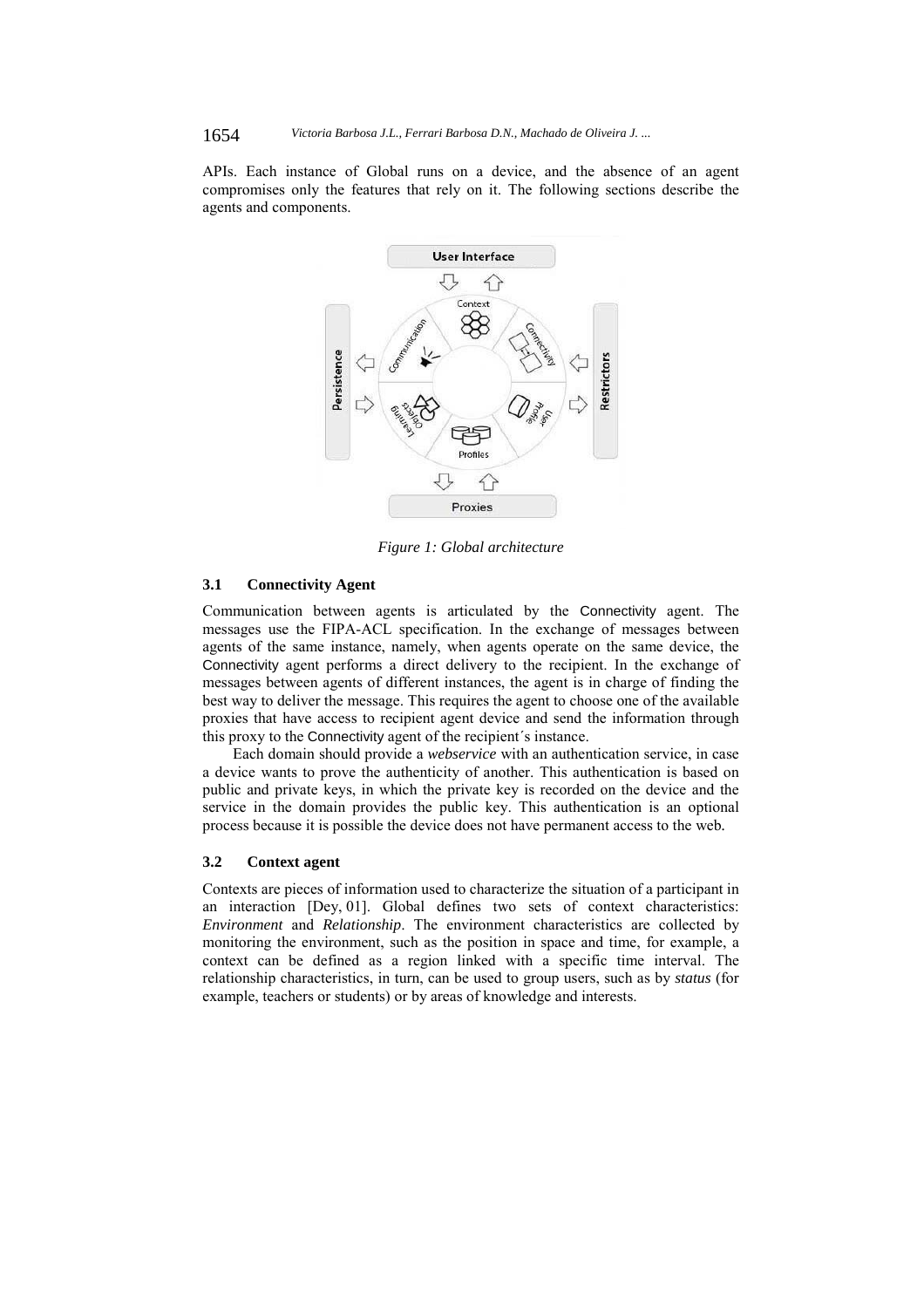APIs. Each instance of Global runs on a device, and the absence of an agent compromises only the features that rely on it. The following sections describe the agents and components.

*Figure 1: Global architecture*

### 3.1 Connectivity Agent

Communication between agents is articulated by the Connectivity agent. The messages use the FIPA-ACL specification. In the exchange of messages between agents of the same instance, namely, when agents operate on the same device, the Connectivity agent performs a direct delivery to the recipient. In the exchange of messages between agents of different instances, the agent is in charge of finding the best way to deliver the message. This requires the agent to choose one of the available proxies that have access to recipient agent device and send the information through this proxy to the Connectivity agent of the recipient´s instance.

Each domain should provide a *webservice* with an authentication service, in case a device wants to prove the authenticity of another. This authentication is based on public and private keys, in which the private key is recorded on the device and the service in the domain provides the public key. This authentication is an optional process because it is possible the device does not have permanent access to the web.

### 3.2 Context agent

Contexts are pieces of information used to characterize the situation of a participant in an interaction [Dey, 01]. Global defines two sets of context characteristics: *Environment* and *Relationship*. The environment characteristics are collected by monitoring the environment, such as the position in space and time, for example, a context can be defined as a region linked with a specific time interval. The relationship characteristics, in turn, can be used to group users, such as by *status* (for example, teachers or students) or by areas of knowledge and interests.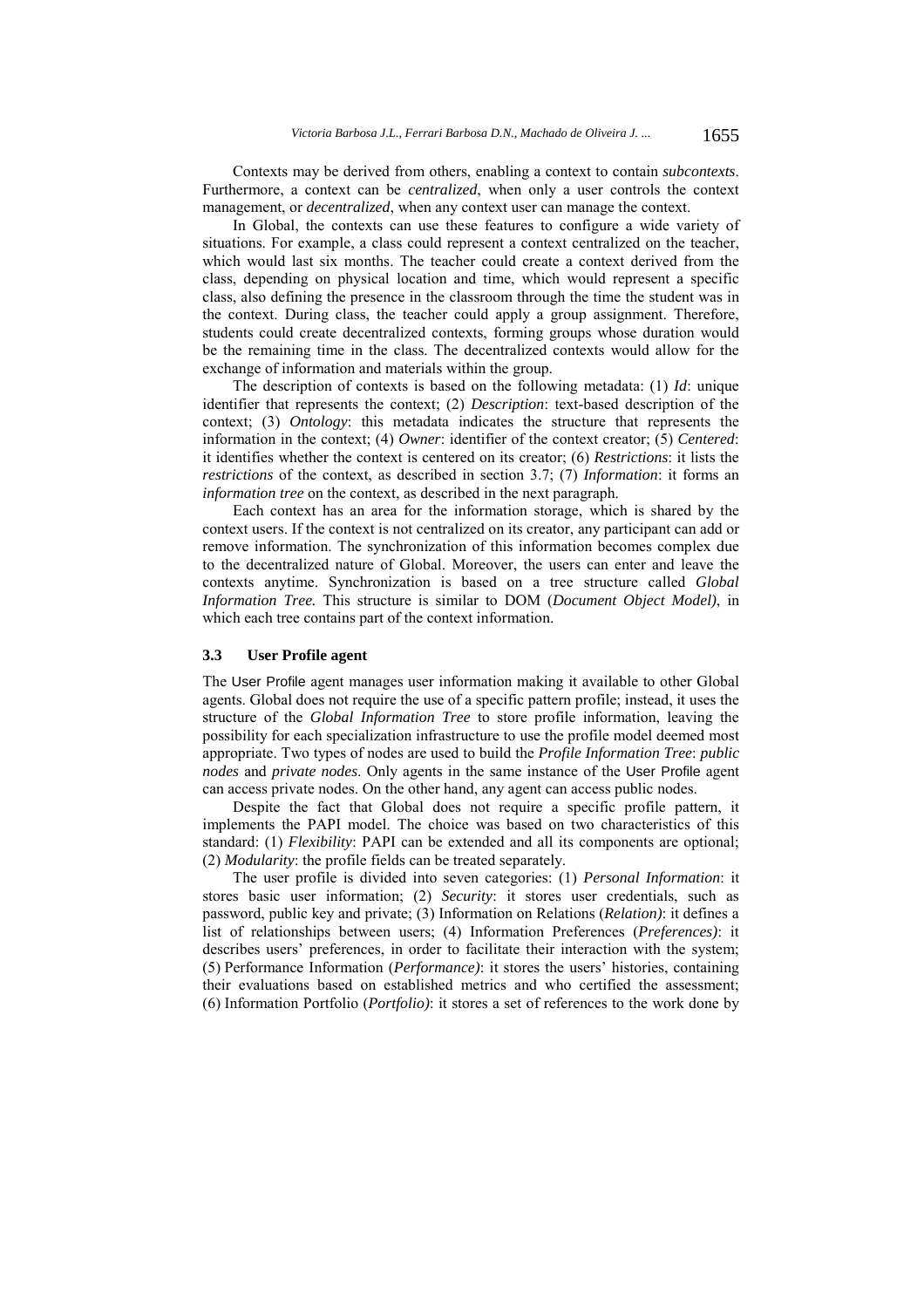Contexts may be derived from others, enabling a context to contain *subcontexts*. Furthermore, a context can be *centralized*, when only a user controls the context management, or *decentralized*, when any context user can manage the context.

In Global, the contexts can use these features to configure a wide variety of situations. For example, a class could represent a context centralized on the teacher, which would last six months. The teacher could create a context derived from the class, depending on physical location and time, which would represent a specific class, also defining the presence in the classroom through the time the student was in the context. During class, the teacher could apply a group assignment. Therefore, students could create decentralized contexts, forming groups whose duration would be the remaining time in the class. The decentralized contexts would allow for the exchange of information and materials within the group.

The description of contexts is based on the following metadata: (1) *Id*: unique identifier that represents the context; (2) *Description*: text-based description of the context; (3) *Ontology*: this metadata indicates the structure that represents the information in the context; (4) *Owner*: identifier of the context creator; (5) *Centered*: it identifies whether the context is centered on its creator; (6) *Restrictions*: it lists the *restrictions* of the context, as described in section 3.7; (7) *Information*: it forms an *information tree* on the context, as described in the next paragraph.

Each context has an area for the information storage, which is shared by the context users. If the context is not centralized on its creator, any participant can add or remove information. The synchronization of this information becomes complex due to the decentralized nature of Global. Moreover, the users can enter and leave the contexts anytime. Synchronization is based on a tree structure called *Global Information Tree.* This structure is similar to DOM (*Document Object Model)*, in which each tree contains part of the context information.

### 3.3 User Profile agent

The User Profile agent manages user information making it available to other Global agents. Global does not require the use of a specific pattern profile; instead, it uses the structure of the *Global Information Tree* to store profile information, leaving the possibility for each specialization infrastructure to use the profile model deemed most appropriate. Two types of nodes are used to build the *Profile Information Tree*: *public nodes* and *private nodes*. Only agents in the same instance of the User Profile agent can access private nodes. On the other hand, any agent can access public nodes.

Despite the fact that Global does not require a specific profile pattern, it implements the PAPI model. The choice was based on two characteristics of this standard: (1) *Flexibility*: PAPI can be extended and all its components are optional; (2) *Modularity*: the profile fields can be treated separately.

The user profile is divided into seven categories: (1) *Personal Information*: it stores basic user information; (2) *Security*: it stores user credentials, such as password, public key and private; (3) Information on Relations (*Relation)*: it defines a list of relationships between users; (4) Information Preferences (*Preferences)*: it describes users' preferences, in order to facilitate their interaction with the system; (5) Performance Information (*Performance)*: it stores the users' histories, containing their evaluations based on established metrics and who certified the assessment; (6) Information Portfolio (*Portfolio)*: it stores a set of references to the work done by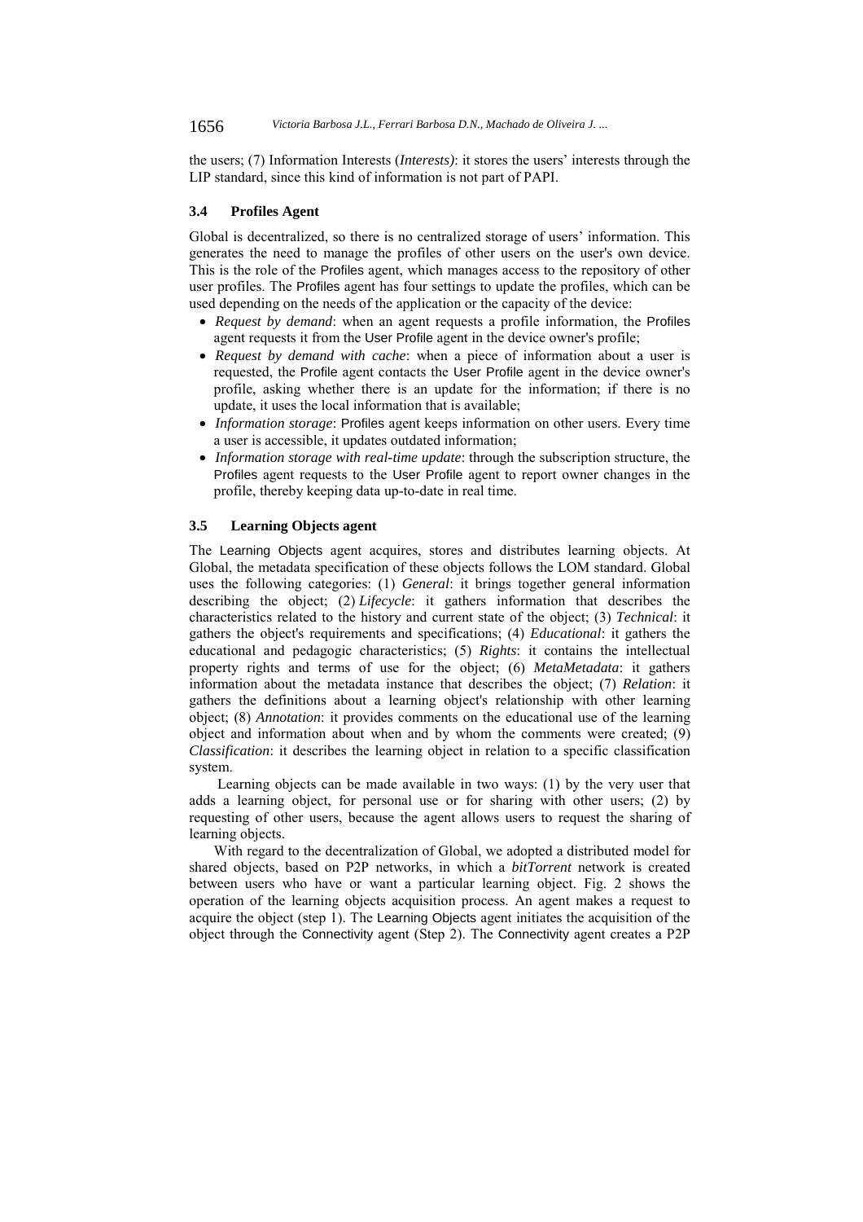the users; (7) Information Interests (*Interests)*: it stores the users' interests through the LIP standard, since this kind of information is not part of PAPI.

### 3.4 Profiles Agent

Global is decentralized, so there is no centralized storage of users' information. This generates the need to manage the profiles of other users on the user's own device. This is the role of the Profiles agent, which manages access to the repository of other user profiles. The Profiles agent has four settings to update the profiles, which can be used depending on the needs of the application or the capacity of the device:

- *Request by demand*: when an agent requests a profile information, the Profiles agent requests it from the User Profile agent in the device owner's profile;
- *Request by demand with cache*: when a piece of information about a user is requested, the Profile agent contacts the User Profile agent in the device owner's profile, asking whether there is an update for the information; if there is no update, it uses the local information that is available;
- *Information storage*: Profiles agent keeps information on other users. Every time a user is accessible, it updates outdated information;
- *Information storage with real-time update*: through the subscription structure, the Profiles agent requests to the User Profile agent to report owner changes in the profile, thereby keeping data up-to-date in real time.

### 3.5 Learning Objects agent

The Learning Objects agent acquires, stores and distributes learning objects. At Global, the metadata specification of these objects follows the LOM standard. Global uses the following categories: (1) *General*: it brings together general information describing the object; (2) *Lifecycle*: it gathers information that describes the characteristics related to the history and current state of the object; (3) *Technical*: it gathers the object's requirements and specifications; (4) *Educational*: it gathers the educational and pedagogic characteristics; (5) *Rights*: it contains the intellectual property rights and terms of use for the object; (6) *MetaMetadata*: it gathers information about the metadata instance that describes the object; (7) *Relation*: it gathers the definitions about a learning object's relationship with other learning object; (8) *Annotation*: it provides comments on the educational use of the learning object and information about when and by whom the comments were created; (9) *Classification*: it describes the learning object in relation to a specific classification system.

Learning objects can be made available in two ways: (1) by the very user that adds a learning object, for personal use or for sharing with other users; (2) by requesting of other users, because the agent allows users to request the sharing of learning objects.

With regard to the decentralization of Global, we adopted a distributed model for shared objects, based on P2P networks, in which a *bitTorrent* network is created between users who have or want a particular learning object. Fig. 2 shows the operation of the learning objects acquisition process. An agent makes a request to acquire the object (step 1). The Learning Objects agent initiates the acquisition of the object through the Connectivity agent (Step 2). The Connectivity agent creates a P2P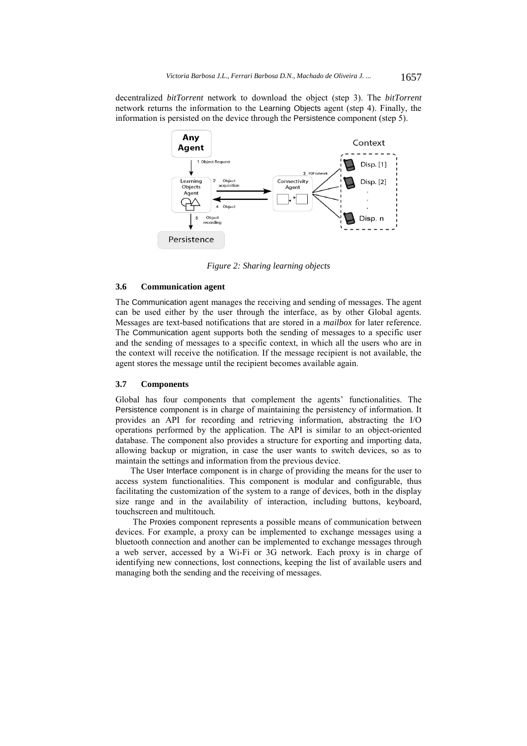decentralized *bitTorrent* network to download the object (step 3). The *bitTorrent* network returns the information to the Learning Objects agent (step 4). Finally, the information is persisted on the device through the Persistence component (step 5).

*Figure 2: Sharing learning objects*

### 3.6 Communication agent

The Communication agent manages the receiving and sending of messages. The agent can be used either by the user through the interface, as by other Global agents. Messages are text-based notifications that are stored in a *mailbox* for later reference. The Communication agent supports both the sending of messages to a specific user and the sending of messages to a specific context, in which all the users who are in the context will receive the notification. If the message recipient is not available, the agent stores the message until the recipient becomes available again.

### 3.7 Components

Global has four components that complement the agents' functionalities. The Persistence component is in charge of maintaining the persistency of information. It provides an API for recording and retrieving information, abstracting the I/O operations performed by the application. The API is similar to an object-oriented database. The component also provides a structure for exporting and importing data, allowing backup or migration, in case the user wants to switch devices, so as to maintain the settings and information from the previous device.

The User Interface component is in charge of providing the means for the user to access system functionalities. This component is modular and configurable, thus facilitating the customization of the system to a range of devices, both in the display size range and in the availability of interaction, including buttons, keyboard, touchscreen and multitouch.

The Proxies component represents a possible means of communication between devices. For example, a proxy can be implemented to exchange messages using a bluetooth connection and another can be implemented to exchange messages through a web server, accessed by a Wi-Fi or 3G network. Each proxy is in charge of identifying new connections, lost connections, keeping the list of available users and managing both the sending and the receiving of messages.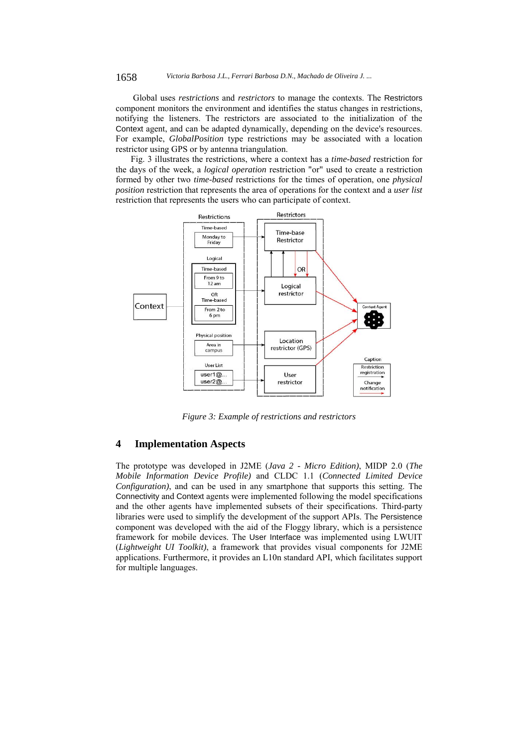Global uses *restrictions* and *restrictors* to manage the contexts. The Restrictors component monitors the environment and identifies the status changes in restrictions, notifying the listeners. The restrictors are associated to the initialization of the Context agent, and can be adapted dynamically, depending on the device's resources. For example, *GlobalPosition* type restrictions may be associated with a location restrictor using GPS or by antenna triangulation.

Fig. 3 illustrates the restrictions, where a context has a *time-based* restriction for the days of the week, a *logical operation* restriction "or" used to create a restriction formed by other two *time-based* restrictions for the times of operation, one *physical position* restriction that represents the area of operations for the context and a *user list* restriction that represents the users who can participate of context.

*Figure 3: Example of restrictions and restrictors*

## 4 Implementation Aspects

The prototype was developed in J2ME (*Java 2 - Micro Edition)*, MIDP 2.0 (*The Mobile Information Device Profile)* and CLDC 1.1 (*Connected Limited Device Configuration)*, and can be used in any smartphone that supports this setting. The Connectivity and Context agents were implemented following the model specifications and the other agents have implemented subsets of their specifications. Third-party libraries were used to simplify the development of the support APIs. The Persistence component was developed with the aid of the Floggy library, which is a persistence framework for mobile devices. The User Interface was implemented using LWUIT (*Lightweight UI Toolkit)*, a framework that provides visual components for J2ME applications. Furthermore, it provides an L10n standard API, which facilitates support for multiple languages.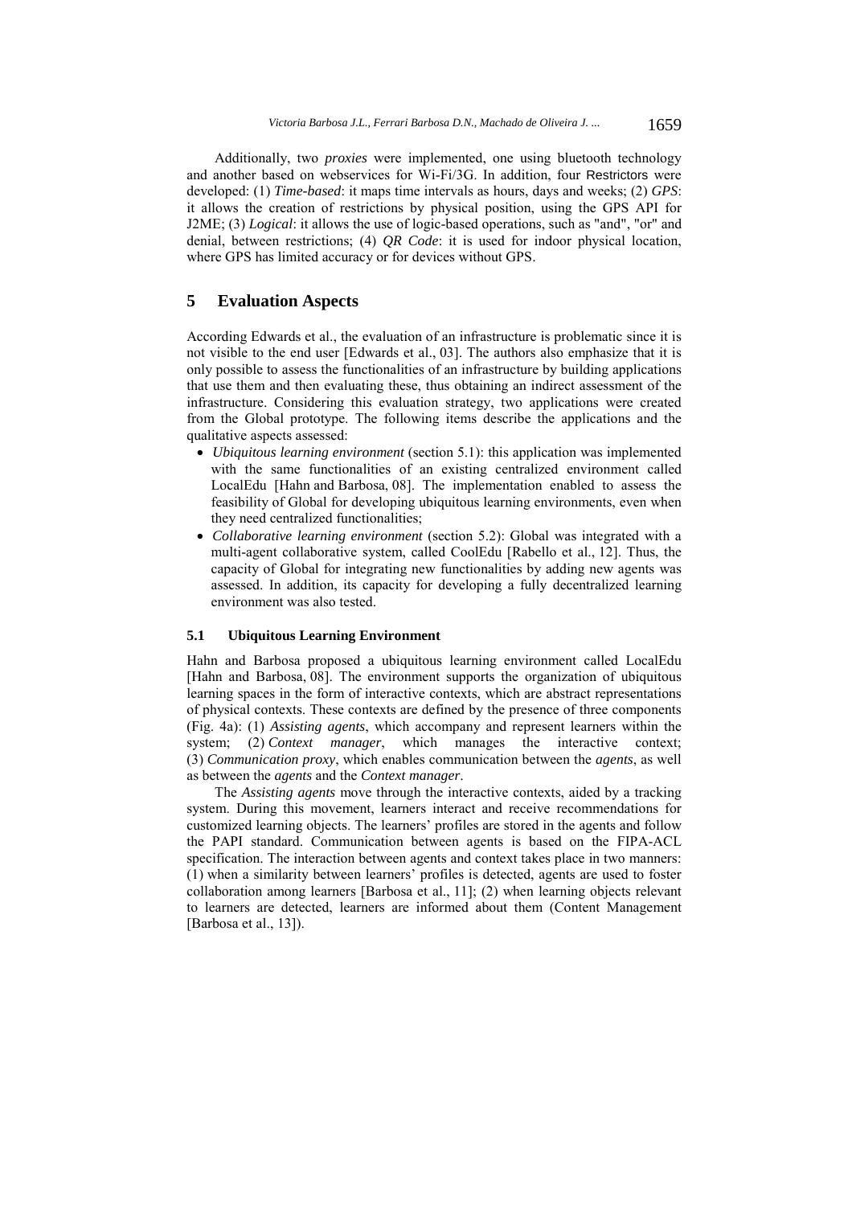Additionally, two *proxies* were implemented, one using bluetooth technology and another based on webservices for Wi-Fi/3G. In addition, four Restrictors were developed: (1) *Time-based*: it maps time intervals as hours, days and weeks; (2) *GPS*: it allows the creation of restrictions by physical position, using the GPS API for J2ME; (3) *Logical*: it allows the use of logic-based operations, such as "and", "or" and denial, between restrictions; (4) *QR Code*: it is used for indoor physical location, where GPS has limited accuracy or for devices without GPS.

## 5 Evaluation Aspects

According Edwards et al., the evaluation of an infrastructure is problematic since it is not visible to the end user [Edwards et al., 03]. The authors also emphasize that it is only possible to assess the functionalities of an infrastructure by building applications that use them and then evaluating these, thus obtaining an indirect assessment of the infrastructure. Considering this evaluation strategy, two applications were created from the Global prototype. The following items describe the applications and the qualitative aspects assessed:

- *Ubiquitous learning environment* (section 5.1): this application was implemented with the same functionalities of an existing centralized environment called LocalEdu [Hahn and Barbosa, 08]. The implementation enabled to assess the feasibility of Global for developing ubiquitous learning environments, even when they need centralized functionalities;
- *Collaborative learning environment* (section 5.2): Global was integrated with a multi-agent collaborative system, called CoolEdu [Rabello et al., 12]. Thus, the capacity of Global for integrating new functionalities by adding new agents was assessed. In addition, its capacity for developing a fully decentralized learning environment was also tested.

### 5.1 Ubiquitous Learning Environment

Hahn and Barbosa proposed a ubiquitous learning environment called LocalEdu [Hahn and Barbosa, 08]. The environment supports the organization of ubiquitous learning spaces in the form of interactive contexts, which are abstract representations of physical contexts. These contexts are defined by the presence of three components (Fig. 4a): (1) *Assisting agents*, which accompany and represent learners within the system; (2) *Context manager*, which manages the interactive context; (3) *Communication proxy*, which enables communication between the *agents*, as well as between the *agents* and the *Context manager*.

The *Assisting agents* move through the interactive contexts, aided by a tracking system. During this movement, learners interact and receive recommendations for customized learning objects. The learners' profiles are stored in the agents and follow the PAPI standard. Communication between agents is based on the FIPA-ACL specification. The interaction between agents and context takes place in two manners: (1) when a similarity between learners' profiles is detected, agents are used to foster collaboration among learners [Barbosa et al., 11]; (2) when learning objects relevant to learners are detected, learners are informed about them (Content Management [Barbosa et al., 13]).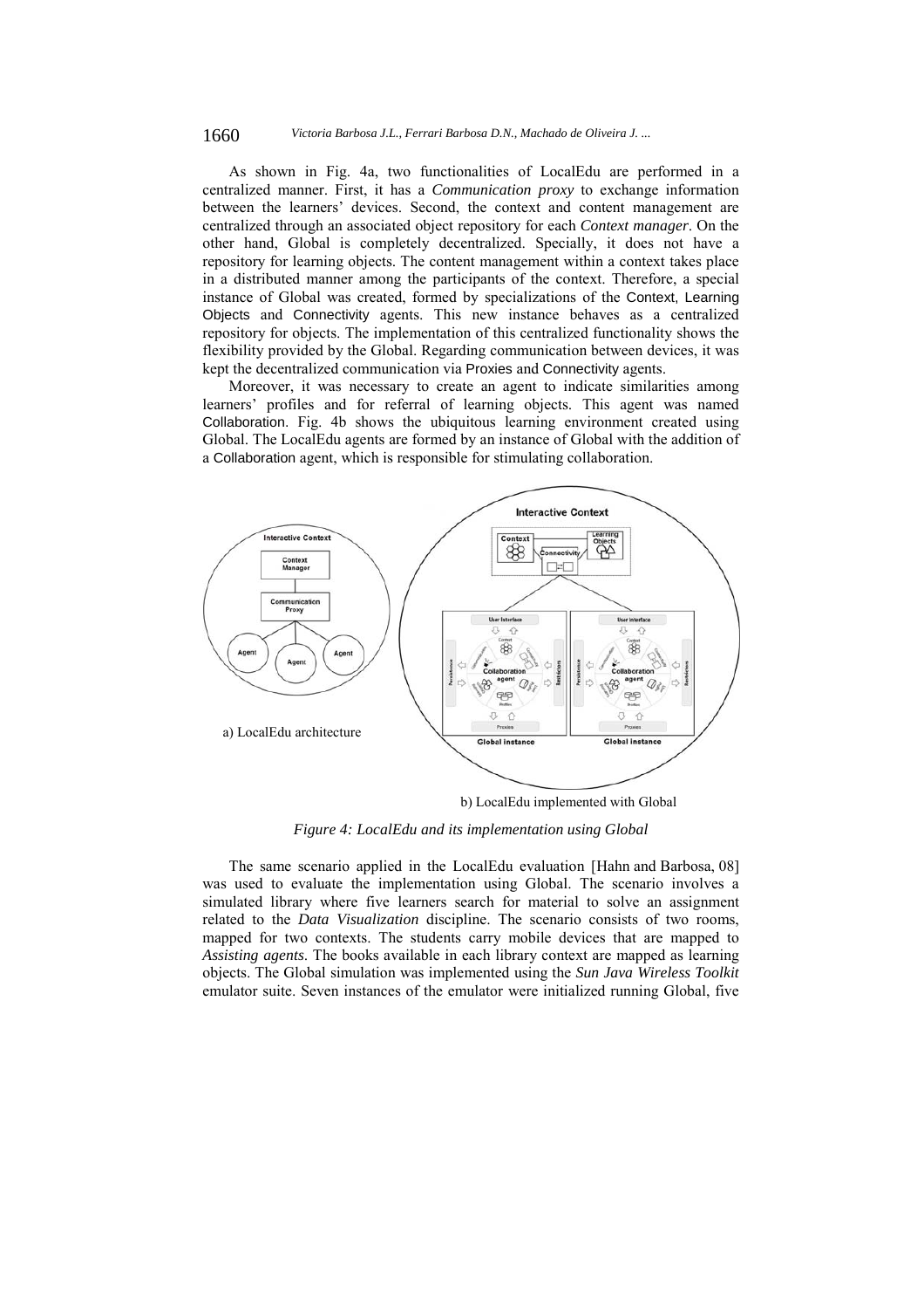As shown in Fig. 4a, two functionalities of LocalEdu are performed in a centralized manner. First, it has a *Communication proxy* to exchange information between the learners' devices. Second, the context and content management are centralized through an associated object repository for each *Context manager*. On the other hand, Global is completely decentralized. Specially, it does not have a repository for learning objects. The content management within a context takes place in a distributed manner among the participants of the context. Therefore, a special instance of Global was created, formed by specializations of the Context, Learning Objects and Connectivity agents. This new instance behaves as a centralized repository for objects. The implementation of this centralized functionality shows the flexibility provided by the Global. Regarding communication between devices, it was kept the decentralized communication via Proxies and Connectivity agents.

Moreover, it was necessary to create an agent to indicate similarities among learners' profiles and for referral of learning objects. This agent was named Collaboration. Fig. 4b shows the ubiquitous learning environment created using Global. The LocalEdu agents are formed by an instance of Global with the addition of a Collaboration agent, which is responsible for stimulating collaboration.

a) LocalEdu architecture

b) LocalEdu implemented with Global

*Figure 4: LocalEdu and its implementation using Global*

The same scenario applied in the LocalEdu evaluation [Hahn and Barbosa, 08] was used to evaluate the implementation using Global. The scenario involves a simulated library where five learners search for material to solve an assignment related to the *Data Visualization* discipline. The scenario consists of two rooms, mapped for two contexts. The students carry mobile devices that are mapped to *Assisting agents*. The books available in each library context are mapped as learning objects. The Global simulation was implemented using the *Sun Java Wireless Toolkit* emulator suite. Seven instances of the emulator were initialized running Global, five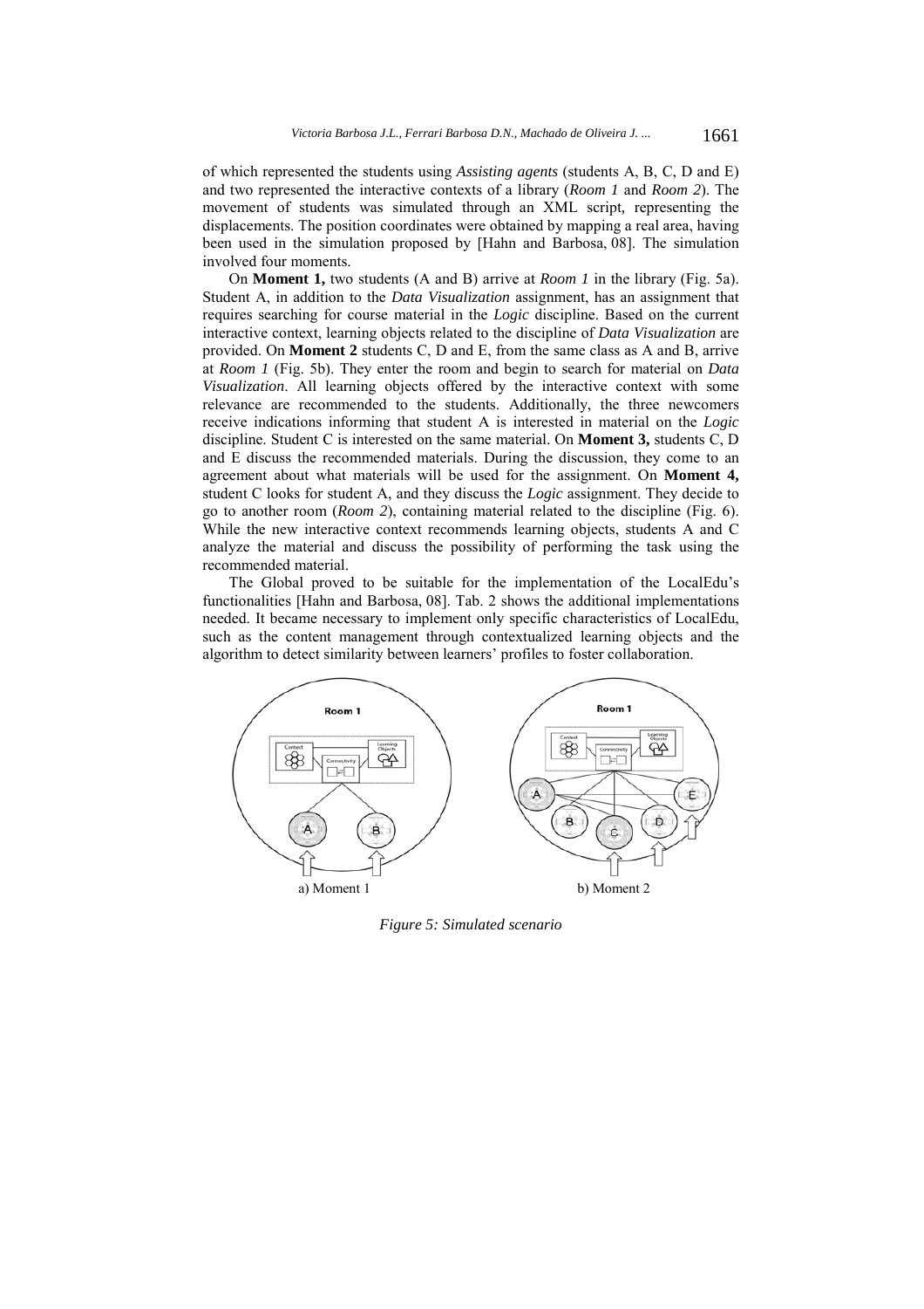of which represented the students using *Assisting agents* (students A, B, C, D and E) and two represented the interactive contexts of a library (*Room 1* and *Room 2*). The movement of students was simulated through an XML script, representing the displacements. The position coordinates were obtained by mapping a real area, having been used in the simulation proposed by [Hahn and Barbosa, 08]. The simulation involved four moments.

On **Moment 1,** two students (A and B) arrive at *Room 1* in the library (Fig. 5a). Student A, in addition to the *Data Visualization* assignment, has an assignment that requires searching for course material in the *Logic* discipline. Based on the current interactive context, learning objects related to the discipline of *Data Visualization* are provided. On **Moment 2** students C, D and E, from the same class as A and B, arrive at *Room 1* (Fig. 5b). They enter the room and begin to search for material on *Data Visualization*. All learning objects offered by the interactive context with some relevance are recommended to the students. Additionally, the three newcomers receive indications informing that student A is interested in material on the *Logic* discipline. Student C is interested on the same material. On **Moment 3,** students C, D and E discuss the recommended materials. During the discussion, they come to an agreement about what materials will be used for the assignment. On **Moment 4,** student C looks for student A, and they discuss the *Logic* assignment. They decide to go to another room (*Room 2*), containing material related to the discipline (Fig. 6). While the new interactive context recommends learning objects, students A and C analyze the material and discuss the possibility of performing the task using the recommended material.

The Global proved to be suitable for the implementation of the LocalEdu's functionalities [Hahn and Barbosa, 08]. Tab. 2 shows the additional implementations needed. It became necessary to implement only specific characteristics of LocalEdu, such as the content management through contextualized learning objects and the algorithm to detect similarity between learners' profiles to foster collaboration.

a) Moment 1 b) Moment 2

*Figure 5: Simulated scenario*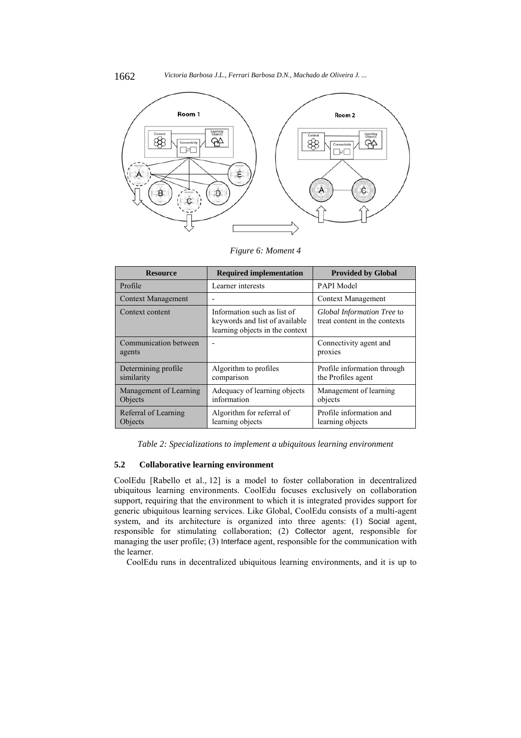*Figure 6: Moment 4*

| Resource | Required implementation | Provided by Global |
| --- | --- | --- |
| Profile | Learner interests | PAPI Model |
| Context Management | - | Context Management |
| Context content | Information such as list of keywords and list of available learning objects in the context | *Global Information Tree* to treat content in the contexts |
| Communication between agents | - | Connectivity agent and proxies |
| Determining profile similarity | Algorithm to profiles comparison | Profile information through the Profiles agent |
| Management of Learning Objects | Adequacy of learning objects information | Management of learning objects |
| Referral of Learning Objects | Algorithm for referral of learning objects | Profile information and learning objects |

*Table 2: Specializations to implement a ubiquitous learning environment*

### 5.2 Collaborative learning environment

CoolEdu [Rabello et al., 12] is a model to foster collaboration in decentralized ubiquitous learning environments. CoolEdu focuses exclusively on collaboration support, requiring that the environment to which it is integrated provides support for generic ubiquitous learning services. Like Global, CoolEdu consists of a multi-agent system, and its architecture is organized into three agents: (1) Social agent, responsible for stimulating collaboration; (2) Collector agent, responsible for managing the user profile; (3) Interface agent, responsible for the communication with the learner.

CoolEdu runs in decentralized ubiquitous learning environments, and it is up to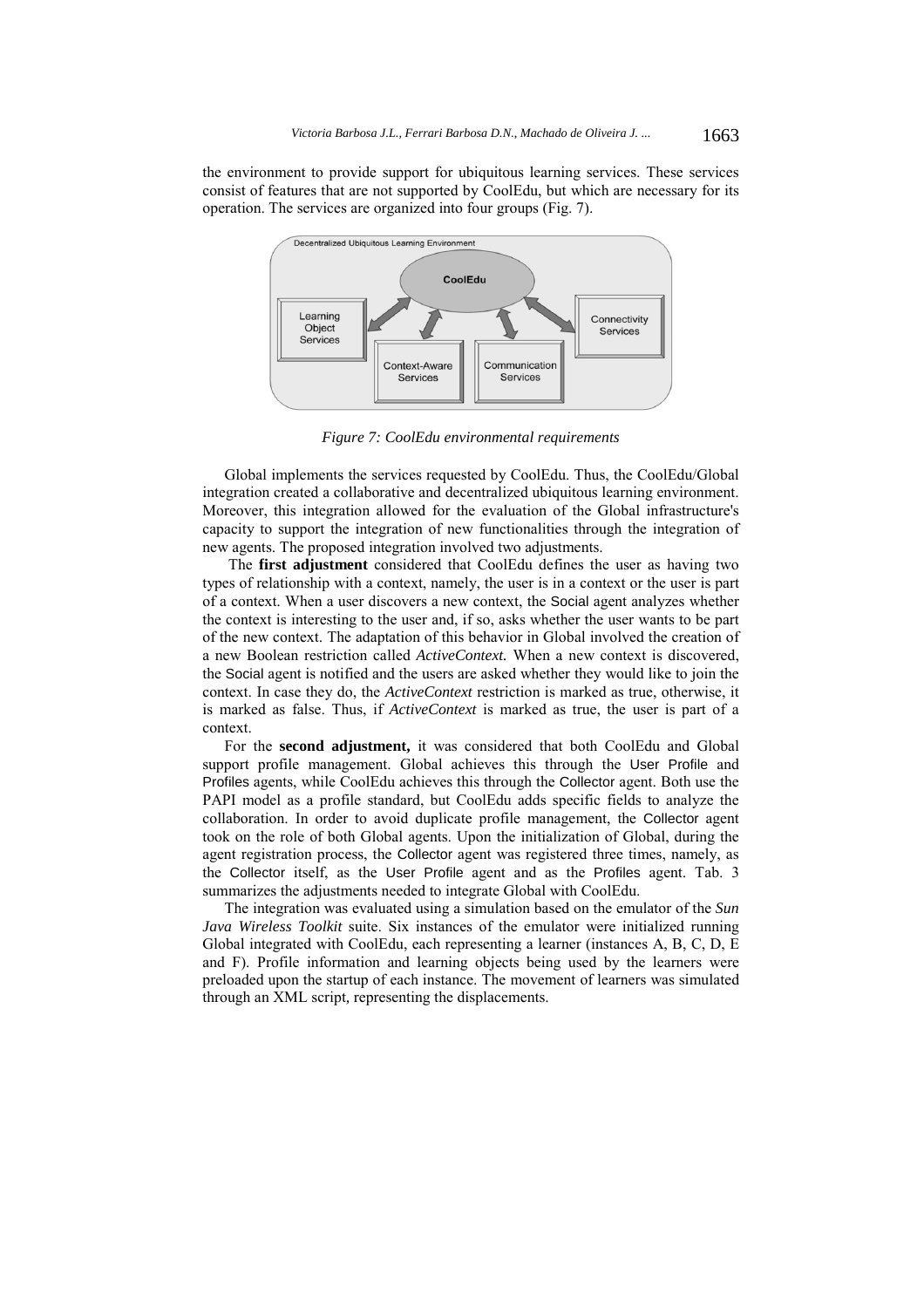the environment to provide support for ubiquitous learning services. These services consist of features that are not supported by CoolEdu, but which are necessary for its operation. The services are organized into four groups (Fig. 7).

*Figure 7: CoolEdu environmental requirements*

Global implements the services requested by CoolEdu. Thus, the CoolEdu/Global integration created a collaborative and decentralized ubiquitous learning environment. Moreover, this integration allowed for the evaluation of the Global infrastructure's capacity to support the integration of new functionalities through the integration of new agents. The proposed integration involved two adjustments.

The **first adjustment** considered that CoolEdu defines the user as having two types of relationship with a context, namely, the user is in a context or the user is part of a context. When a user discovers a new context, the Social agent analyzes whether the context is interesting to the user and, if so, asks whether the user wants to be part of the new context. The adaptation of this behavior in Global involved the creation of a new Boolean restriction called *ActiveContext.* When a new context is discovered, the Social agent is notified and the users are asked whether they would like to join the context. In case they do, the *ActiveContext* restriction is marked as true, otherwise, it is marked as false. Thus, if *ActiveContext* is marked as true, the user is part of a context.

For the **second adjustment,** it was considered that both CoolEdu and Global support profile management. Global achieves this through the User Profile and Profiles agents, while CoolEdu achieves this through the Collector agent. Both use the PAPI model as a profile standard, but CoolEdu adds specific fields to analyze the collaboration. In order to avoid duplicate profile management, the Collector agent took on the role of both Global agents. Upon the initialization of Global, during the agent registration process, the Collector agent was registered three times, namely, as the Collector itself, as the User Profile agent and as the Profiles agent. Tab. 3 summarizes the adjustments needed to integrate Global with CoolEdu.

The integration was evaluated using a simulation based on the emulator of the *Sun Java Wireless Toolkit* suite. Six instances of the emulator were initialized running Global integrated with CoolEdu, each representing a learner (instances A, B, C, D, E and F). Profile information and learning objects being used by the learners were preloaded upon the startup of each instance. The movement of learners was simulated through an XML script, representing the displacements.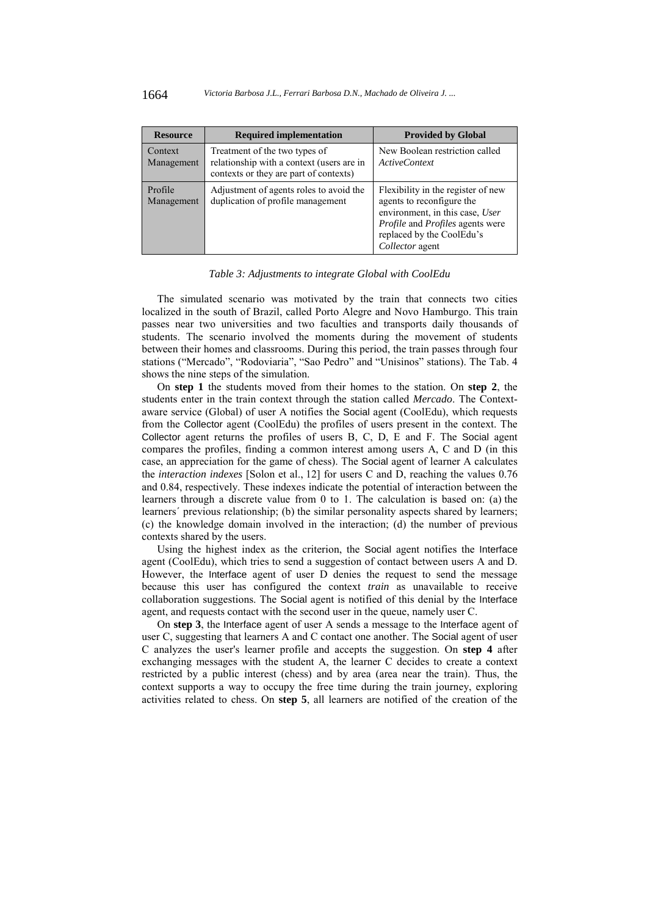| Resource | Required implementation | Provided by Global |
|---|---|---|
| Context Management | Treatment of the two types of relationship with a context (users are in contexts or they are part of contexts) | New Boolean restriction called *ActiveContext* |
| Profile Management | Adjustment of agents roles to avoid the duplication of profile management | Flexibility in the register of new agents to reconfigure the environment, in this case, *User Profile* and *Profiles* agents were replaced by the CoolEdu's *Collector* agent |

*Table 3: Adjustments to integrate Global with CoolEdu*

The simulated scenario was motivated by the train that connects two cities localized in the south of Brazil, called Porto Alegre and Novo Hamburgo. This train passes near two universities and two faculties and transports daily thousands of students. The scenario involved the moments during the movement of students between their homes and classrooms. During this period, the train passes through four stations ("Mercado", "Rodoviaria", "Sao Pedro" and "Unisinos" stations). The Tab. 4 shows the nine steps of the simulation.

On **step 1** the students moved from their homes to the station. On **step 2**, the students enter in the train context through the station called *Mercado*. The Context-aware service (Global) of user A notifies the Social agent (CoolEdu), which requests from the Collector agent (CoolEdu) the profiles of users present in the context. The Collector agent returns the profiles of users B, C, D, E and F. The Social agent compares the profiles, finding a common interest among users A, C and D (in this case, an appreciation for the game of chess). The Social agent of learner A calculates the *interaction indexes* [Solon et al., 12] for users C and D, reaching the values 0.76 and 0.84, respectively. These indexes indicate the potential of interaction between the learners through a discrete value from 0 to 1. The calculation is based on: (a) the learners´ previous relationship; (b) the similar personality aspects shared by learners; (c) the knowledge domain involved in the interaction; (d) the number of previous contexts shared by the users.

Using the highest index as the criterion, the Social agent notifies the Interface agent (CoolEdu), which tries to send a suggestion of contact between users A and D. However, the Interface agent of user D denies the request to send the message because this user has configured the context *train* as unavailable to receive collaboration suggestions. The Social agent is notified of this denial by the Interface agent, and requests contact with the second user in the queue, namely user C.

On **step 3**, the Interface agent of user A sends a message to the Interface agent of user C, suggesting that learners A and C contact one another. The Social agent of user C analyzes the user's learner profile and accepts the suggestion. On **step 4** after exchanging messages with the student A, the learner C decides to create a context restricted by a public interest (chess) and by area (area near the train). Thus, the context supports a way to occupy the free time during the train journey, exploring activities related to chess. On **step 5**, all learners are notified of the creation of the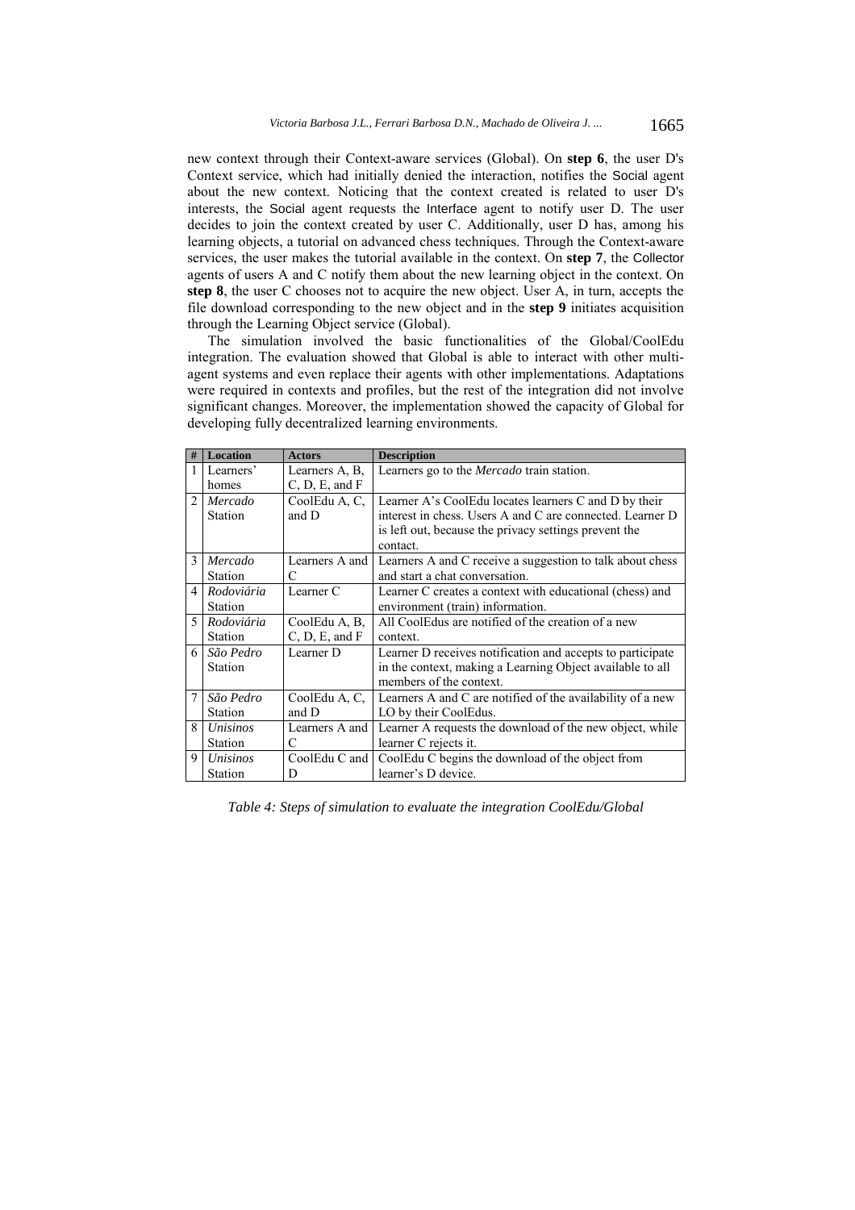new context through their Context-aware services (Global). On **step 6**, the user D's Context service, which had initially denied the interaction, notifies the Social agent about the new context. Noticing that the context created is related to user D's interests, the Social agent requests the Interface agent to notify user D. The user decides to join the context created by user C. Additionally, user D has, among his learning objects, a tutorial on advanced chess techniques. Through the Context-aware services, the user makes the tutorial available in the context. On **step 7**, the Collector agents of users A and C notify them about the new learning object in the context. On **step 8**, the user C chooses not to acquire the new object. User A, in turn, accepts the file download corresponding to the new object and in the **step 9** initiates acquisition through the Learning Object service (Global).

The simulation involved the basic functionalities of the Global/CoolEdu integration. The evaluation showed that Global is able to interact with other multi-agent systems and even replace their agents with other implementations. Adaptations were required in contexts and profiles, but the rest of the integration did not involve significant changes. Moreover, the implementation showed the capacity of Global for developing fully decentralized learning environments.

| # | Location | Actors | Description |
|---|---|---|---|
| 1 | Learners' homes | Learners A, B, C, D, E, and F | Learners go to the *Mercado* train station. |
| 2 | *Mercado* Station | CoolEdu A, C, and D | Learner A's CoolEdu locates learners C and D by their interest in chess. Users A and C are connected. Learner D is left out, because the privacy settings prevent the contact. |
| 3 | *Mercado* Station | Learners A and C | Learners A and C receive a suggestion to talk about chess and start a chat conversation. |
| 4 | *Rodoviária* Station | Learner C | Learner C creates a context with educational (chess) and environment (train) information. |
| 5 | *Rodoviária* Station | CoolEdu A, B, C, D, E, and F | All CoolEdus are notified of the creation of a new context. |
| 6 | *São Pedro* Station | Learner D | Learner D receives notification and accepts to participate in the context, making a Learning Object available to all members of the context. |
| 7 | *São Pedro* Station | CoolEdu A, C, and D | Learners A and C are notified of the availability of a new LO by their CoolEdus. |
| 8 | *Unisinos* Station | Learners A and C | Learner A requests the download of the new object, while learner C rejects it. |
| 9 | *Unisinos* Station | CoolEdu C and D | CoolEdu C begins the download of the object from learner's D device. |

*Table 4: Steps of simulation to evaluate the integration CoolEdu/Global*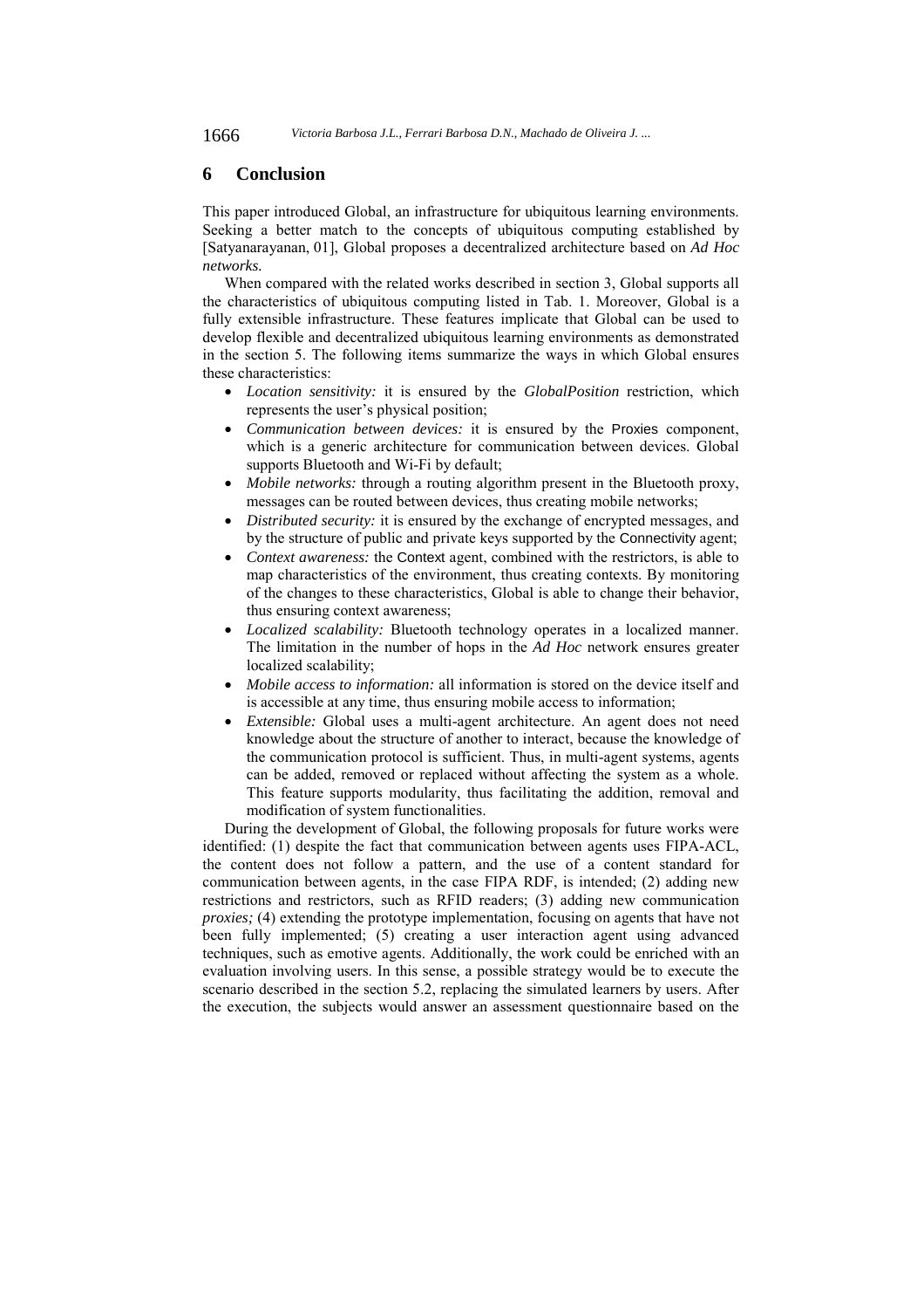## 6 Conclusion

This paper introduced Global, an infrastructure for ubiquitous learning environments. Seeking a better match to the concepts of ubiquitous computing established by [Satyanarayanan, 01], Global proposes a decentralized architecture based on *Ad Hoc networks.*

When compared with the related works described in section 3, Global supports all the characteristics of ubiquitous computing listed in Tab. 1. Moreover, Global is a fully extensible infrastructure. These features implicate that Global can be used to develop flexible and decentralized ubiquitous learning environments as demonstrated in the section 5. The following items summarize the ways in which Global ensures these characteristics:

- *Location sensitivity:* it is ensured by the *GlobalPosition* restriction, which represents the user's physical position;
- *Communication between devices:* it is ensured by the Proxies component, which is a generic architecture for communication between devices. Global supports Bluetooth and Wi-Fi by default;
- *Mobile networks:* through a routing algorithm present in the Bluetooth proxy, messages can be routed between devices, thus creating mobile networks;
- *Distributed security:* it is ensured by the exchange of encrypted messages, and by the structure of public and private keys supported by the Connectivity agent;
- *Context awareness:* the Context agent, combined with the restrictors, is able to map characteristics of the environment, thus creating contexts. By monitoring of the changes to these characteristics, Global is able to change their behavior, thus ensuring context awareness;
- *Localized scalability:* Bluetooth technology operates in a localized manner. The limitation in the number of hops in the *Ad Hoc* network ensures greater localized scalability;
- *Mobile access to information:* all information is stored on the device itself and is accessible at any time, thus ensuring mobile access to information;
- *Extensible:* Global uses a multi-agent architecture. An agent does not need knowledge about the structure of another to interact, because the knowledge of the communication protocol is sufficient. Thus, in multi-agent systems, agents can be added, removed or replaced without affecting the system as a whole. This feature supports modularity, thus facilitating the addition, removal and modification of system functionalities.

During the development of Global, the following proposals for future works were identified: (1) despite the fact that communication between agents uses FIPA-ACL, the content does not follow a pattern, and the use of a content standard for communication between agents, in the case FIPA RDF, is intended; (2) adding new restrictions and restrictors, such as RFID readers; (3) adding new communication *proxies;* (4) extending the prototype implementation, focusing on agents that have not been fully implemented; (5) creating a user interaction agent using advanced techniques, such as emotive agents. Additionally, the work could be enriched with an evaluation involving users. In this sense, a possible strategy would be to execute the scenario described in the section 5.2, replacing the simulated learners by users. After the execution, the subjects would answer an assessment questionnaire based on the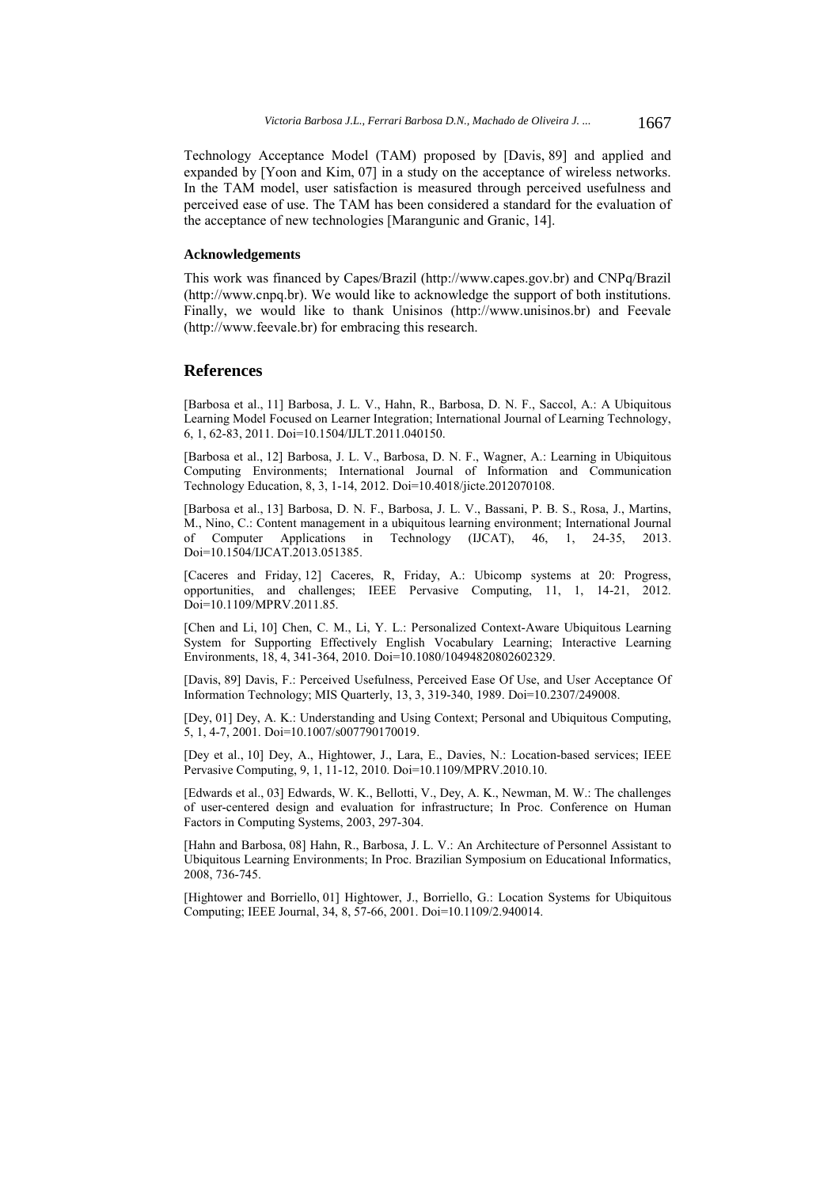Technology Acceptance Model (TAM) proposed by [Davis, 89] and applied and expanded by [Yoon and Kim, 07] in a study on the acceptance of wireless networks. In the TAM model, user satisfaction is measured through perceived usefulness and perceived ease of use. The TAM has been considered a standard for the evaluation of the acceptance of new technologies [Marangunic and Granic, 14].

### Acknowledgements

This work was financed by Capes/Brazil (http://www.capes.gov.br) and CNPq/Brazil (http://www.cnpq.br). We would like to acknowledge the support of both institutions. Finally, we would like to thank Unisinos (http://www.unisinos.br) and Feevale (http://www.feevale.br) for embracing this research.

## References

[Barbosa et al., 11] Barbosa, J. L. V., Hahn, R., Barbosa, D. N. F., Saccol, A.: A Ubiquitous Learning Model Focused on Learner Integration; International Journal of Learning Technology, 6, 1, 62-83, 2011. Doi=10.1504/IJLT.2011.040150.

[Barbosa et al., 12] Barbosa, J. L. V., Barbosa, D. N. F., Wagner, A.: Learning in Ubiquitous Computing Environments; International Journal of Information and Communication Technology Education, 8, 3, 1-14, 2012. Doi=10.4018/jicte.2012070108.

[Barbosa et al., 13] Barbosa, D. N. F., Barbosa, J. L. V., Bassani, P. B. S., Rosa, J., Martins, M., Nino, C.: Content management in a ubiquitous learning environment; International Journal of Computer Applications in Technology (IJCAT), 46, 1, 24-35, 2013. Doi=10.1504/IJCAT.2013.051385.

[Caceres and Friday, 12] Caceres, R, Friday, A.: Ubicomp systems at 20: Progress, opportunities, and challenges; IEEE Pervasive Computing, 11, 1, 14-21, 2012. Doi=10.1109/MPRV.2011.85.

[Chen and Li, 10] Chen, C. M., Li, Y. L.: Personalized Context-Aware Ubiquitous Learning System for Supporting Effectively English Vocabulary Learning; Interactive Learning Environments, 18, 4, 341-364, 2010. Doi=10.1080/10494820802602329.

[Davis, 89] Davis, F.: Perceived Usefulness, Perceived Ease Of Use, and User Acceptance Of Information Technology; MIS Quarterly, 13, 3, 319-340, 1989. Doi=10.2307/249008.

[Dey, 01] Dey, A. K.: Understanding and Using Context; Personal and Ubiquitous Computing, 5, 1, 4-7, 2001. Doi=10.1007/s007790170019.

[Dey et al., 10] Dey, A., Hightower, J., Lara, E., Davies, N.: Location-based services; IEEE Pervasive Computing, 9, 1, 11-12, 2010. Doi=10.1109/MPRV.2010.10.

[Edwards et al., 03] Edwards, W. K., Bellotti, V., Dey, A. K., Newman, M. W.: The challenges of user-centered design and evaluation for infrastructure; In Proc. Conference on Human Factors in Computing Systems, 2003, 297-304.

[Hahn and Barbosa, 08] Hahn, R., Barbosa, J. L. V.: An Architecture of Personnel Assistant to Ubiquitous Learning Environments; In Proc. Brazilian Symposium on Educational Informatics, 2008, 736-745.

[Hightower and Borriello, 01] Hightower, J., Borriello, G.: Location Systems for Ubiquitous Computing; IEEE Journal, 34, 8, 57-66, 2001. Doi=10.1109/2.940014.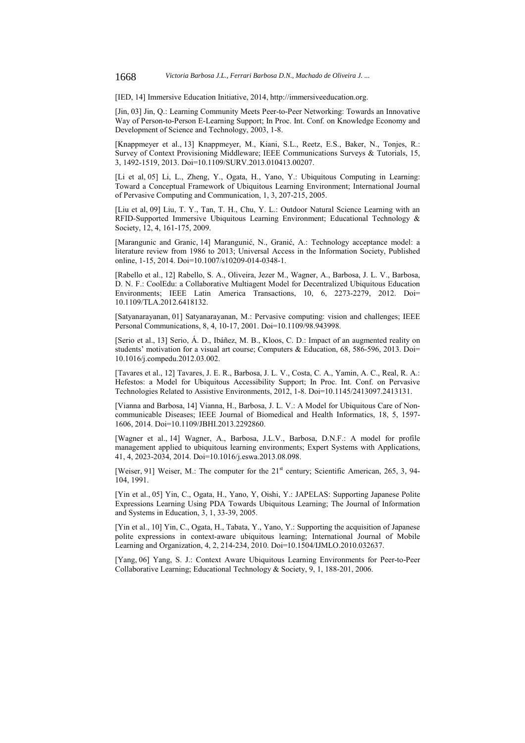[IED, 14] Immersive Education Initiative, 2014, http://immersiveeducation.org.

[Jin, 03] Jin, Q.: Learning Community Meets Peer-to-Peer Networking: Towards an Innovative Way of Person-to-Person E-Learning Support; In Proc. Int. Conf. on Knowledge Economy and Development of Science and Technology, 2003, 1-8.

[Knappmeyer et al., 13] Knappmeyer, M., Kiani, S.L., Reetz, E.S., Baker, N., Tonjes, R.: Survey of Context Provisioning Middleware; IEEE Communications Surveys & Tutorials, 15, 3, 1492-1519, 2013. Doi=10.1109/SURV.2013.010413.00207.

[Li et al, 05] Li, L., Zheng, Y., Ogata, H., Yano, Y.: Ubiquitous Computing in Learning: Toward a Conceptual Framework of Ubiquitous Learning Environment; International Journal of Pervasive Computing and Communication, 1, 3, 207-215, 2005.

[Liu et al, 09] Liu, T. Y., Tan, T. H., Chu, Y. L.: Outdoor Natural Science Learning with an RFID-Supported Immersive Ubiquitous Learning Environment; Educational Technology & Society, 12, 4, 161-175, 2009.

[Marangunic and Granic, 14] Marangunić, N., Granić, A.: Technology acceptance model: a literature review from 1986 to 2013; Universal Access in the Information Society, Published online, 1-15, 2014. Doi=10.1007/s10209-014-0348-1.

[Rabello et al., 12] Rabello, S. A., Oliveira, Jezer M., Wagner, A., Barbosa, J. L. V., Barbosa, D. N. F.: CoolEdu: a Collaborative Multiagent Model for Decentralized Ubiquitous Education Environments; IEEE Latin America Transactions, 10, 6, 2273-2279, 2012. Doi= 10.1109/TLA.2012.6418132.

[Satyanarayanan, 01] Satyanarayanan, M.: Pervasive computing: vision and challenges; IEEE Personal Communications, 8, 4, 10-17, 2001. Doi=10.1109/98.943998.

[Serio et al., 13] Serio, Á. D., Ibáñez, M. B., Kloos, C. D.: Impact of an augmented reality on students' motivation for a visual art course; Computers & Education, 68, 586-596, 2013. Doi= 10.1016/j.compedu.2012.03.002.

[Tavares et al., 12] Tavares, J. E. R., Barbosa, J. L. V., Costa, C. A., Yamin, A. C., Real, R. A.: Hefestos: a Model for Ubiquitous Accessibility Support; In Proc. Int. Conf. on Pervasive Technologies Related to Assistive Environments, 2012, 1-8. Doi=10.1145/2413097.2413131.

[Vianna and Barbosa, 14] Vianna, H., Barbosa, J. L. V.: A Model for Ubiquitous Care of Non-communicable Diseases; IEEE Journal of Biomedical and Health Informatics, 18, 5, 1597-1606, 2014. Doi=10.1109/JBHI.2013.2292860.

[Wagner et al., 14] Wagner, A., Barbosa, J.L.V., Barbosa, D.N.F.: A model for profile management applied to ubiquitous learning environments; Expert Systems with Applications, 41, 4, 2023-2034, 2014. Doi=10.1016/j.eswa.2013.08.098.

[Weiser, 91] Weiser, M.: The computer for the 21st century; Scientific American, 265, 3, 94-104, 1991.

[Yin et al., 05] Yin, C., Ogata, H., Yano, Y, Oishi, Y.: JAPELAS: Supporting Japanese Polite Expressions Learning Using PDA Towards Ubiquitous Learning; The Journal of Information and Systems in Education, 3, 1, 33-39, 2005.

[Yin et al., 10] Yin, C., Ogata, H., Tabata, Y., Yano, Y.: Supporting the acquisition of Japanese polite expressions in context-aware ubiquitous learning; International Journal of Mobile Learning and Organization, 4, 2, 214-234, 2010. Doi=10.1504/IJMLO.2010.032637.

[Yang, 06] Yang, S. J.: Context Aware Ubiquitous Learning Environments for Peer-to-Peer Collaborative Learning; Educational Technology & Society, 9, 1, 188-201, 2006.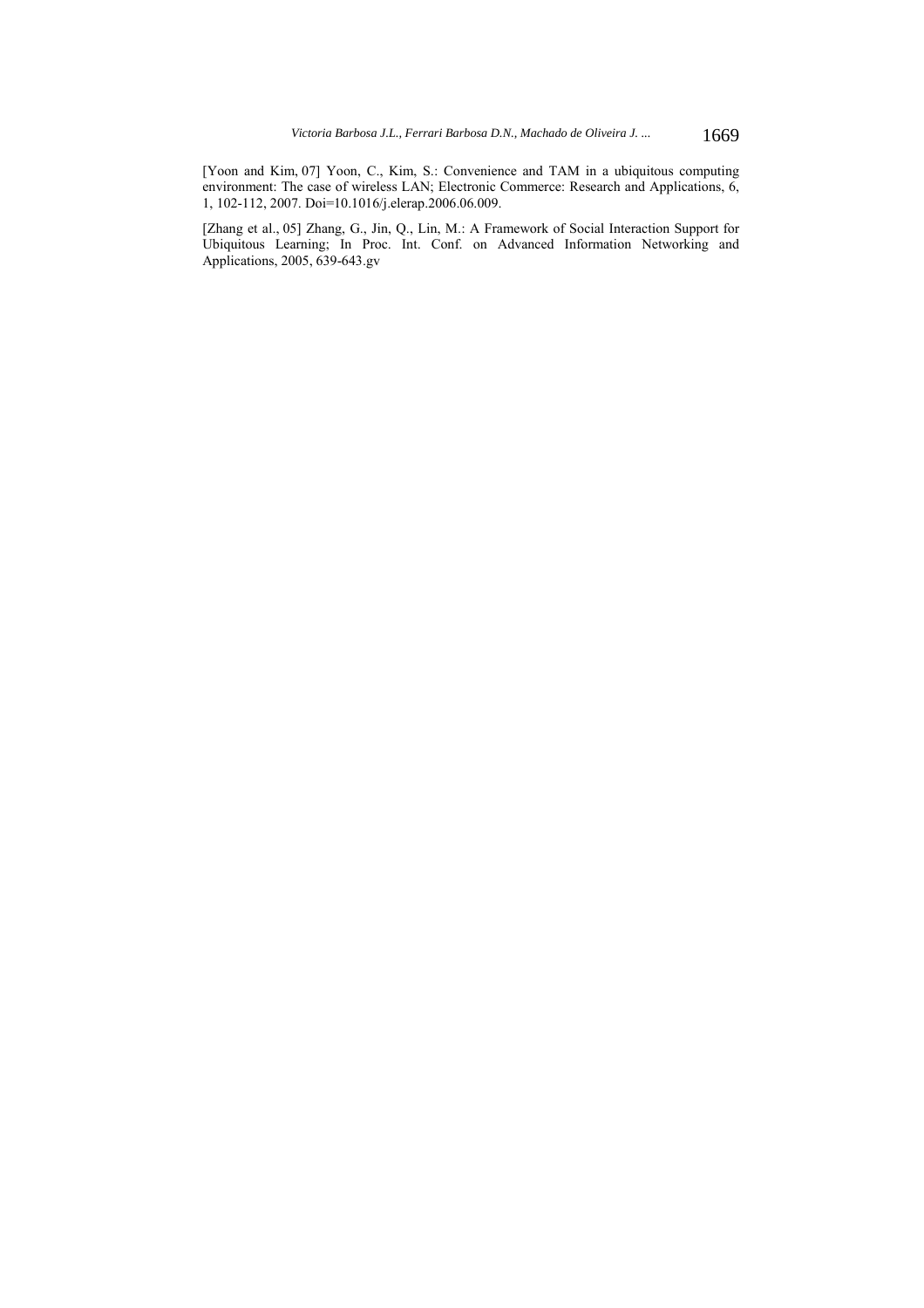[Yoon and Kim, 07] Yoon, C., Kim, S.: Convenience and TAM in a ubiquitous computing environment: The case of wireless LAN; Electronic Commerce: Research and Applications, 6, 1, 102-112, 2007. Doi=10.1016/j.elerap.2006.06.009.

[Zhang et al., 05] Zhang, G., Jin, Q., Lin, M.: A Framework of Social Interaction Support for Ubiquitous Learning; In Proc. Int. Conf. on Advanced Information Networking and Applications, 2005, 639-643.gv